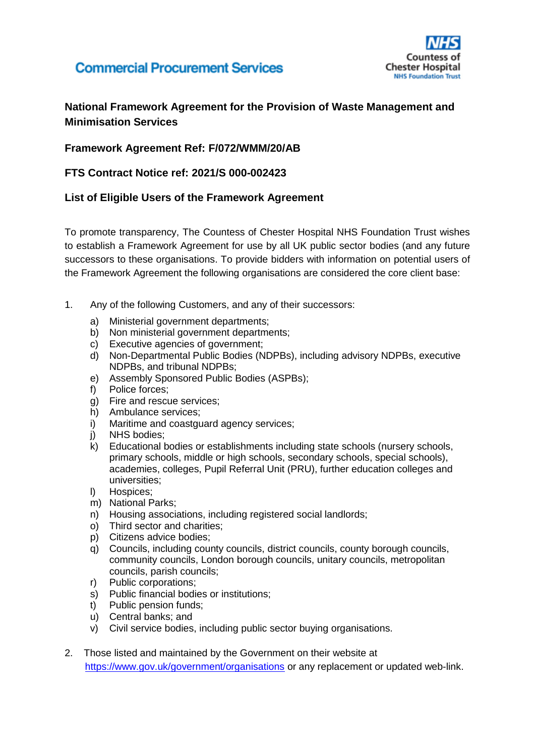Commercial Procurement Services

NHS Countess of Chester Hospital NHS Foundation Trust

**National Framework Agreement for the Provision of Waste Management and Minimisation Services**

**Framework Agreement Ref: F/072/WMM/20/AB**

**FTS Contract Notice ref: 2021/S 000-002423**

**List of Eligible Users of the Framework Agreement**

To promote transparency, The Countess of Chester Hospital NHS Foundation Trust wishes to establish a Framework Agreement for use by all UK public sector bodies (and any future successors to these organisations. To provide bidders with information on potential users of the Framework Agreement the following organisations are considered the core client base:

1. Any of the following Customers, and any of their successors:
   - a) Ministerial government departments;
   - b) Non ministerial government departments;
   - c) Executive agencies of government;
   - d) Non-Departmental Public Bodies (NDPBs), including advisory NDPBs, executive NDPBs, and tribunal NDPBs;
   - e) Assembly Sponsored Public Bodies (ASPBs);
   - f) Police forces;
   - g) Fire and rescue services;
   - h) Ambulance services;
   - i) Maritime and coastguard agency services;
   - j) NHS bodies;
   - k) Educational bodies or establishments including state schools (nursery schools, primary schools, middle or high schools, secondary schools, special schools), academies, colleges, Pupil Referral Unit (PRU), further education colleges and universities;
   - l) Hospices;
   - m) National Parks;
   - n) Housing associations, including registered social landlords;
   - o) Third sector and charities;
   - p) Citizens advice bodies;
   - q) Councils, including county councils, district councils, county borough councils, community councils, London borough councils, unitary councils, metropolitan councils, parish councils;
   - r) Public corporations;
   - s) Public financial bodies or institutions;
   - t) Public pension funds;
   - u) Central banks; and
   - v) Civil service bodies, including public sector buying organisations.

2. Those listed and maintained by the Government on their website at https://www.gov.uk/government/organisations or any replacement or updated web-link.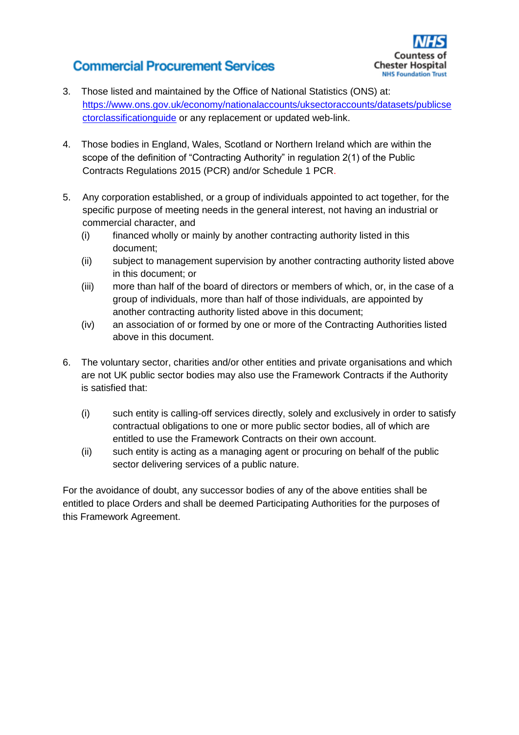3. Those listed and maintained by the Office of National Statistics (ONS) at: https://www.ons.gov.uk/economy/nationalaccounts/uksectoraccounts/datasets/publicsectorclassificationguide or any replacement or updated web-link.

4. Those bodies in England, Wales, Scotland or Northern Ireland which are within the scope of the definition of "Contracting Authority" in regulation 2(1) of the Public Contracts Regulations 2015 (PCR) and/or Schedule 1 PCR.

5. Any corporation established, or a group of individuals appointed to act together, for the specific purpose of meeting needs in the general interest, not having an industrial or commercial character, and
   - (i) financed wholly or mainly by another contracting authority listed in this document;
   - (ii) subject to management supervision by another contracting authority listed above in this document; or
   - (iii) more than half of the board of directors or members of which, or, in the case of a group of individuals, more than half of those individuals, are appointed by another contracting authority listed above in this document;
   - (iv) an association of or formed by one or more of the Contracting Authorities listed above in this document.

6. The voluntary sector, charities and/or other entities and private organisations and which are not UK public sector bodies may also use the Framework Contracts if the Authority is satisfied that:

   - (i) such entity is calling-off services directly, solely and exclusively in order to satisfy contractual obligations to one or more public sector bodies, all of which are entitled to use the Framework Contracts on their own account.
   - (ii) such entity is acting as a managing agent or procuring on behalf of the public sector delivering services of a public nature.

For the avoidance of doubt, any successor bodies of any of the above entities shall be entitled to place Orders and shall be deemed Participating Authorities for the purposes of this Framework Agreement.